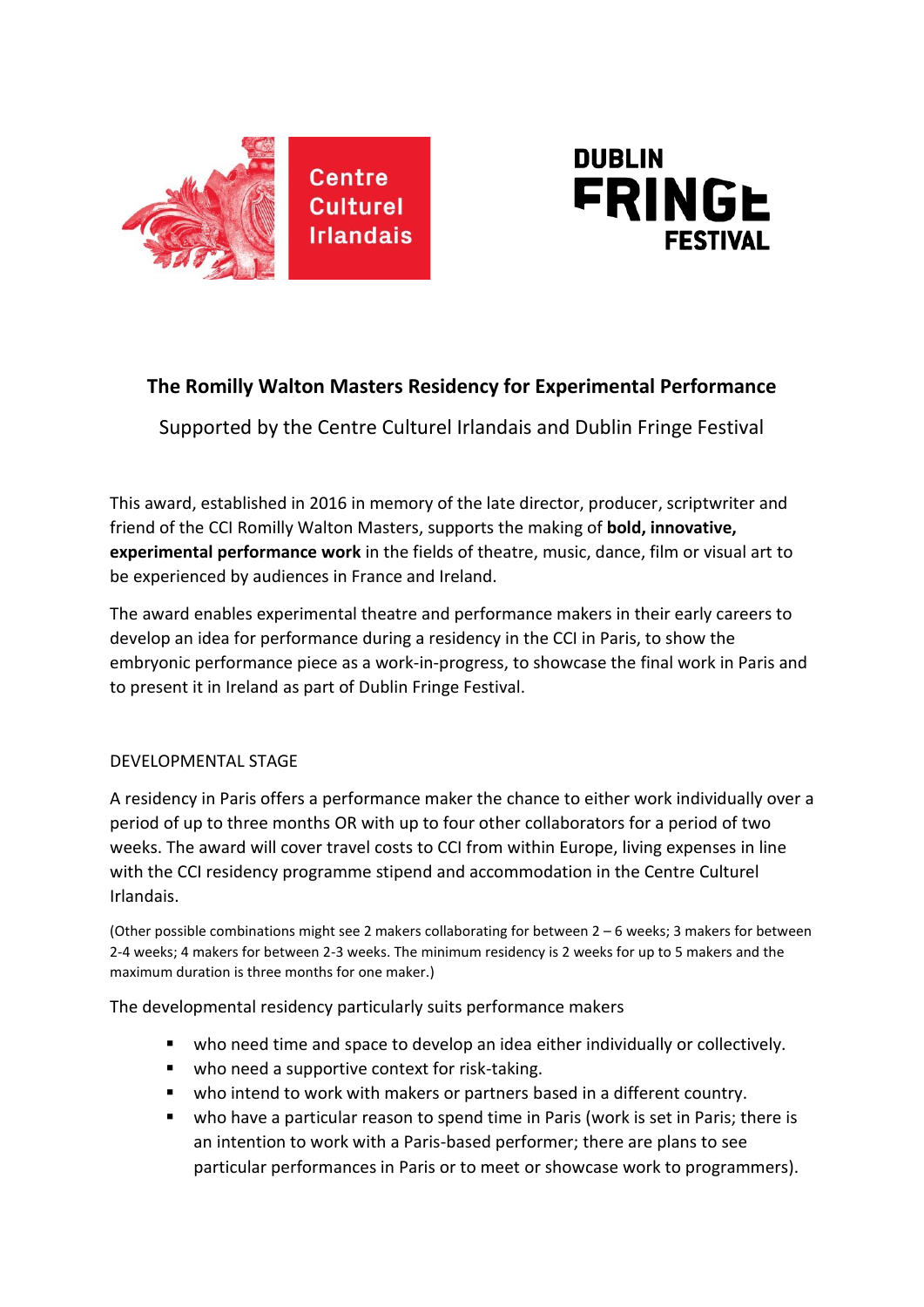Centre Culturel Irlandais

DUBLIN FRINGE FESTIVAL

# The Romilly Walton Masters Residency for Experimental Performance

Supported by the Centre Culturel Irlandais and Dublin Fringe Festival

This award, established in 2016 in memory of the late director, producer, scriptwriter and friend of the CCI Romilly Walton Masters, supports the making of **bold, innovative, experimental performance work** in the fields of theatre, music, dance, film or visual art to be experienced by audiences in France and Ireland.

The award enables experimental theatre and performance makers in their early careers to develop an idea for performance during a residency in the CCI in Paris, to show the embryonic performance piece as a work-in-progress, to showcase the final work in Paris and to present it in Ireland as part of Dublin Fringe Festival.

## DEVELOPMENTAL STAGE

A residency in Paris offers a performance maker the chance to either work individually over a period of up to three months OR with up to four other collaborators for a period of two weeks. The award will cover travel costs to CCI from within Europe, living expenses in line with the CCI residency programme stipend and accommodation in the Centre Culturel Irlandais.

(Other possible combinations might see 2 makers collaborating for between 2 – 6 weeks; 3 makers for between 2-4 weeks; 4 makers for between 2-3 weeks. The minimum residency is 2 weeks for up to 5 makers and the maximum duration is three months for one maker.)

The developmental residency particularly suits performance makers

- who need time and space to develop an idea either individually or collectively.
- who need a supportive context for risk-taking.
- who intend to work with makers or partners based in a different country.
- who have a particular reason to spend time in Paris (work is set in Paris; there is an intention to work with a Paris-based performer; there are plans to see particular performances in Paris or to meet or showcase work to programmers).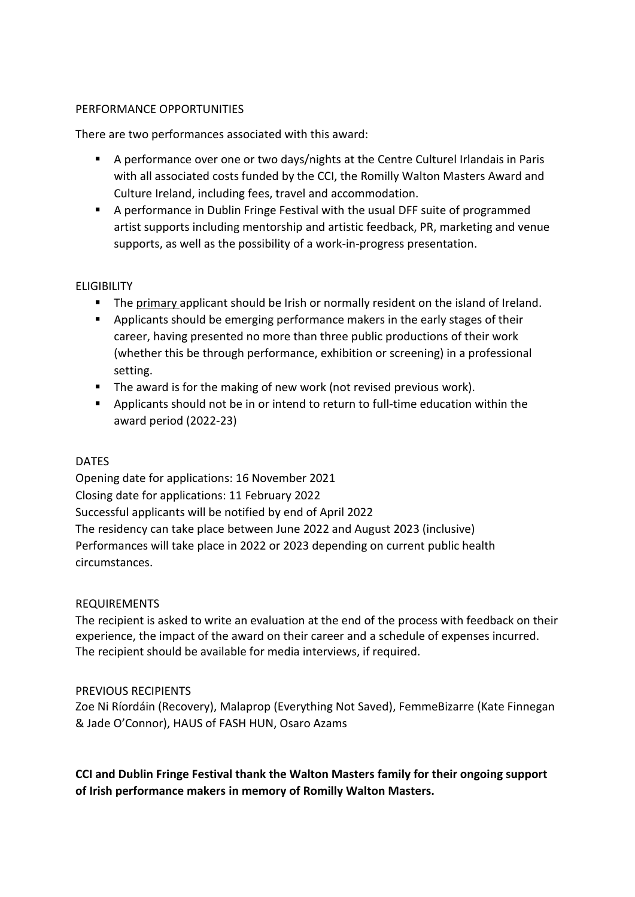## PERFORMANCE OPPORTUNITIES

There are two performances associated with this award:

- A performance over one or two days/nights at the Centre Culturel Irlandais in Paris with all associated costs funded by the CCI, the Romilly Walton Masters Award and Culture Ireland, including fees, travel and accommodation.
- A performance in Dublin Fringe Festival with the usual DFF suite of programmed artist supports including mentorship and artistic feedback, PR, marketing and venue supports, as well as the possibility of a work-in-progress presentation.

## ELIGIBILITY

- The primary applicant should be Irish or normally resident on the island of Ireland.
- Applicants should be emerging performance makers in the early stages of their career, having presented no more than three public productions of their work (whether this be through performance, exhibition or screening) in a professional setting.
- The award is for the making of new work (not revised previous work).
- Applicants should not be in or intend to return to full-time education within the award period (2022-23)

## DATES

Opening date for applications: 16 November 2021
Closing date for applications: 11 February 2022
Successful applicants will be notified by end of April 2022
The residency can take place between June 2022 and August 2023 (inclusive)
Performances will take place in 2022 or 2023 depending on current public health circumstances.

## REQUIREMENTS

The recipient is asked to write an evaluation at the end of the process with feedback on their experience, the impact of the award on their career and a schedule of expenses incurred. The recipient should be available for media interviews, if required.

## PREVIOUS RECIPIENTS

Zoe Ni Ríordáin (Recovery), Malaprop (Everything Not Saved), FemmeBizarre (Kate Finnegan & Jade O'Connor), HAUS of FASH HUN, Osaro Azams

**CCI and Dublin Fringe Festival thank the Walton Masters family for their ongoing support of Irish performance makers in memory of Romilly Walton Masters.**